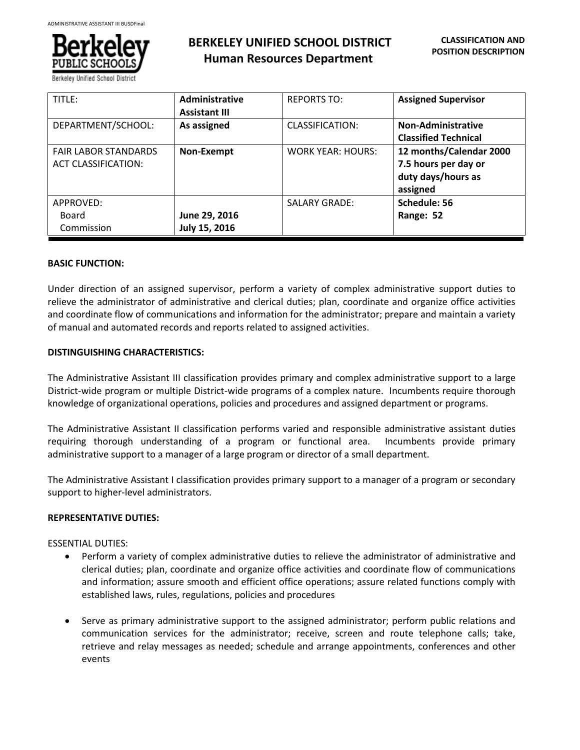# BERKELEY UNIFIED SCHOOL DISTRICT
## Human Resources Department

**CLASSIFICATION AND POSITION DESCRIPTION**

| TITLE: | **Administrative Assistant III** | REPORTS TO: | **Assigned Supervisor** |
|---|---|---|---|
| DEPARTMENT/SCHOOL: | **As assigned** | CLASSIFICATION: | **Non-Administrative Classified Technical** |
| FAIR LABOR STANDARDS ACT CLASSIFICATION: | **Non-Exempt** | WORK YEAR: HOURS: | **12 months/Calendar 2000 7.5 hours per day or duty days/hours as assigned** |
| APPROVED: Board Commission | **June 29, 2016 July 15, 2016** | SALARY GRADE: | **Schedule: 56 Range: 52** |

**BASIC FUNCTION:**

Under direction of an assigned supervisor, perform a variety of complex administrative support duties to relieve the administrator of administrative and clerical duties; plan, coordinate and organize office activities and coordinate flow of communications and information for the administrator; prepare and maintain a variety of manual and automated records and reports related to assigned activities.

**DISTINGUISHING CHARACTERISTICS:**

The Administrative Assistant III classification provides primary and complex administrative support to a large District-wide program or multiple District-wide programs of a complex nature. Incumbents require thorough knowledge of organizational operations, policies and procedures and assigned department or programs.

The Administrative Assistant II classification performs varied and responsible administrative assistant duties requiring thorough understanding of a program or functional area. Incumbents provide primary administrative support to a manager of a large program or director of a small department.

The Administrative Assistant I classification provides primary support to a manager of a program or secondary support to higher-level administrators.

**REPRESENTATIVE DUTIES:**

ESSENTIAL DUTIES:

- Perform a variety of complex administrative duties to relieve the administrator of administrative and clerical duties; plan, coordinate and organize office activities and coordinate flow of communications and information; assure smooth and efficient office operations; assure related functions comply with established laws, rules, regulations, policies and procedures
- Serve as primary administrative support to the assigned administrator; perform public relations and communication services for the administrator; receive, screen and route telephone calls; take, retrieve and relay messages as needed; schedule and arrange appointments, conferences and other events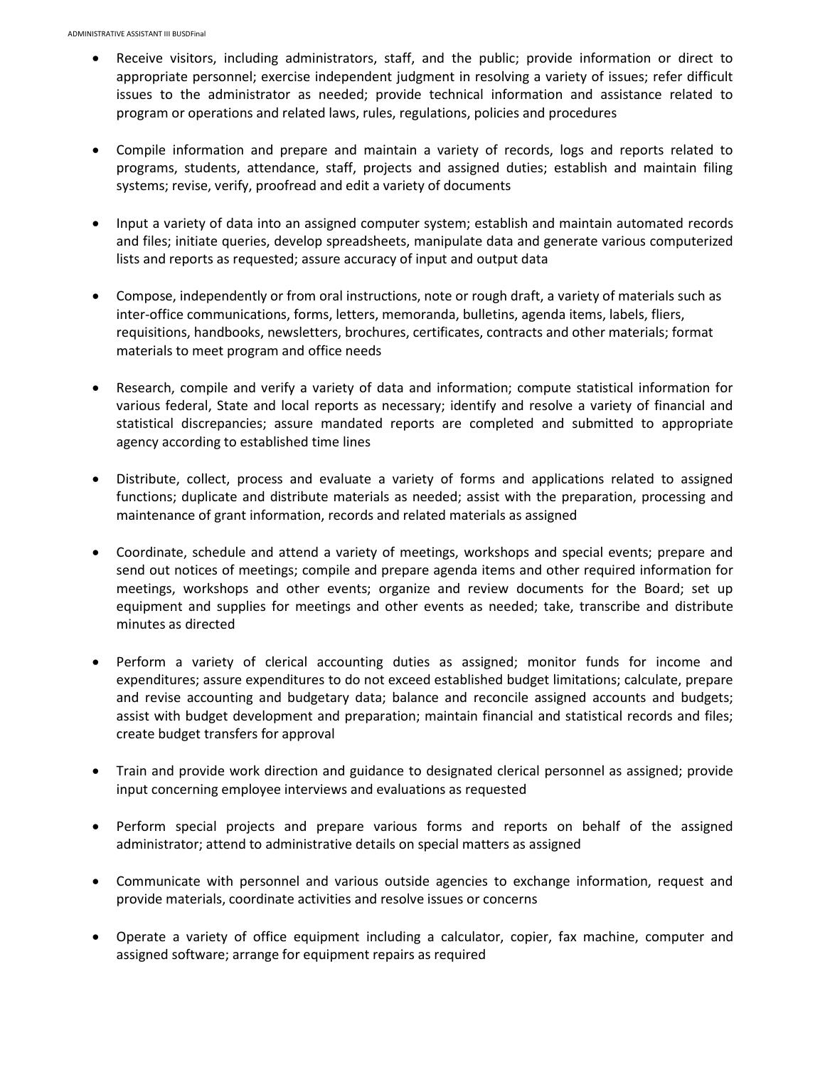- Receive visitors, including administrators, staff, and the public; provide information or direct to appropriate personnel; exercise independent judgment in resolving a variety of issues; refer difficult issues to the administrator as needed; provide technical information and assistance related to program or operations and related laws, rules, regulations, policies and procedures

- Compile information and prepare and maintain a variety of records, logs and reports related to programs, students, attendance, staff, projects and assigned duties; establish and maintain filing systems; revise, verify, proofread and edit a variety of documents

- Input a variety of data into an assigned computer system; establish and maintain automated records and files; initiate queries, develop spreadsheets, manipulate data and generate various computerized lists and reports as requested; assure accuracy of input and output data

- Compose, independently or from oral instructions, note or rough draft, a variety of materials such as inter-office communications, forms, letters, memoranda, bulletins, agenda items, labels, fliers, requisitions, handbooks, newsletters, brochures, certificates, contracts and other materials; format materials to meet program and office needs

- Research, compile and verify a variety of data and information; compute statistical information for various federal, State and local reports as necessary; identify and resolve a variety of financial and statistical discrepancies; assure mandated reports are completed and submitted to appropriate agency according to established time lines

- Distribute, collect, process and evaluate a variety of forms and applications related to assigned functions; duplicate and distribute materials as needed; assist with the preparation, processing and maintenance of grant information, records and related materials as assigned

- Coordinate, schedule and attend a variety of meetings, workshops and special events; prepare and send out notices of meetings; compile and prepare agenda items and other required information for meetings, workshops and other events; organize and review documents for the Board; set up equipment and supplies for meetings and other events as needed; take, transcribe and distribute minutes as directed

- Perform a variety of clerical accounting duties as assigned; monitor funds for income and expenditures; assure expenditures to do not exceed established budget limitations; calculate, prepare and revise accounting and budgetary data; balance and reconcile assigned accounts and budgets; assist with budget development and preparation; maintain financial and statistical records and files; create budget transfers for approval

- Train and provide work direction and guidance to designated clerical personnel as assigned; provide input concerning employee interviews and evaluations as requested

- Perform special projects and prepare various forms and reports on behalf of the assigned administrator; attend to administrative details on special matters as assigned

- Communicate with personnel and various outside agencies to exchange information, request and provide materials, coordinate activities and resolve issues or concerns

- Operate a variety of office equipment including a calculator, copier, fax machine, computer and assigned software; arrange for equipment repairs as required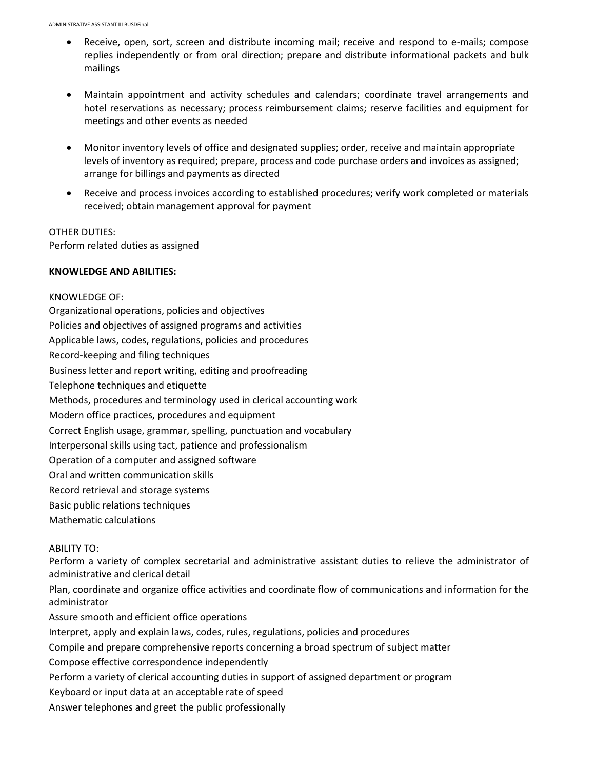- Receive, open, sort, screen and distribute incoming mail; receive and respond to e-mails; compose replies independently or from oral direction; prepare and distribute informational packets and bulk mailings

- Maintain appointment and activity schedules and calendars; coordinate travel arrangements and hotel reservations as necessary; process reimbursement claims; reserve facilities and equipment for meetings and other events as needed

- Monitor inventory levels of office and designated supplies; order, receive and maintain appropriate levels of inventory as required; prepare, process and code purchase orders and invoices as assigned; arrange for billings and payments as directed

- Receive and process invoices according to established procedures; verify work completed or materials received; obtain management approval for payment

OTHER DUTIES:
Perform related duties as assigned

**KNOWLEDGE AND ABILITIES:**

KNOWLEDGE OF:
Organizational operations, policies and objectives
Policies and objectives of assigned programs and activities
Applicable laws, codes, regulations, policies and procedures
Record-keeping and filing techniques
Business letter and report writing, editing and proofreading
Telephone techniques and etiquette
Methods, procedures and terminology used in clerical accounting work
Modern office practices, procedures and equipment
Correct English usage, grammar, spelling, punctuation and vocabulary
Interpersonal skills using tact, patience and professionalism
Operation of a computer and assigned software
Oral and written communication skills
Record retrieval and storage systems
Basic public relations techniques
Mathematic calculations

ABILITY TO:
Perform a variety of complex secretarial and administrative assistant duties to relieve the administrator of administrative and clerical detail
Plan, coordinate and organize office activities and coordinate flow of communications and information for the administrator
Assure smooth and efficient office operations
Interpret, apply and explain laws, codes, rules, regulations, policies and procedures
Compile and prepare comprehensive reports concerning a broad spectrum of subject matter
Compose effective correspondence independently
Perform a variety of clerical accounting duties in support of assigned department or program
Keyboard or input data at an acceptable rate of speed
Answer telephones and greet the public professionally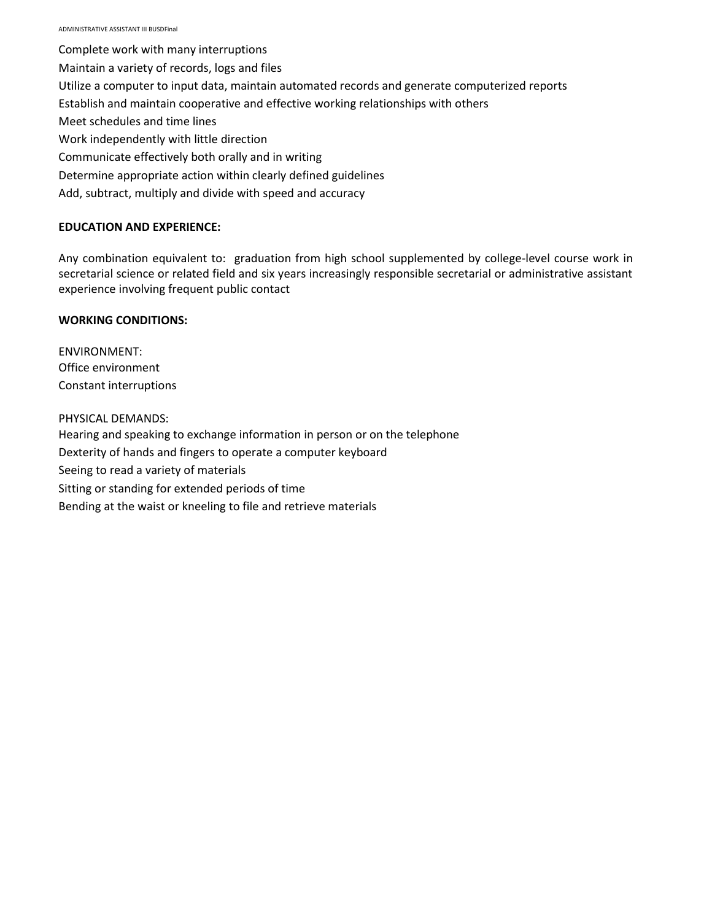Complete work with many interruptions
Maintain a variety of records, logs and files
Utilize a computer to input data, maintain automated records and generate computerized reports
Establish and maintain cooperative and effective working relationships with others
Meet schedules and time lines
Work independently with little direction
Communicate effectively both orally and in writing
Determine appropriate action within clearly defined guidelines
Add, subtract, multiply and divide with speed and accuracy

**EDUCATION AND EXPERIENCE:**

Any combination equivalent to: graduation from high school supplemented by college-level course work in secretarial science or related field and six years increasingly responsible secretarial or administrative assistant experience involving frequent public contact

**WORKING CONDITIONS:**

ENVIRONMENT:
Office environment
Constant interruptions

PHYSICAL DEMANDS:
Hearing and speaking to exchange information in person or on the telephone
Dexterity of hands and fingers to operate a computer keyboard
Seeing to read a variety of materials
Sitting or standing for extended periods of time
Bending at the waist or kneeling to file and retrieve materials